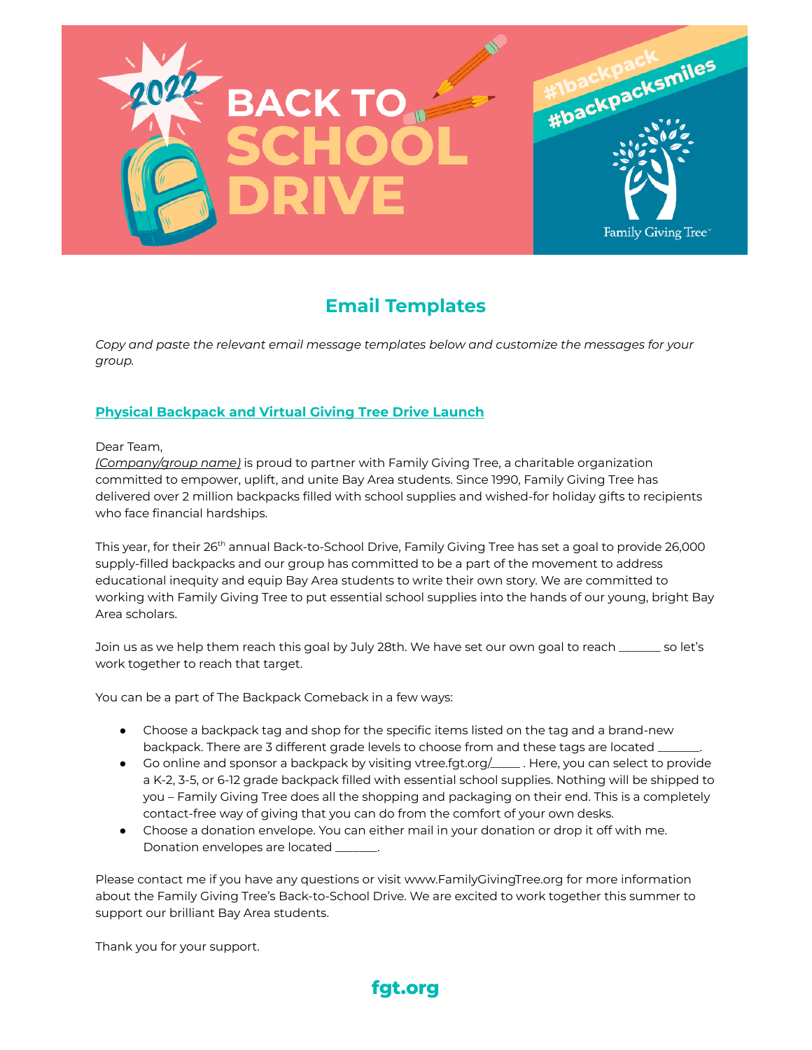# 2022 BACK TO SCHOOL DRIVE

#1backpack #backpacksmiles

Family Giving Tree

## Email Templates

*Copy and paste the relevant email message templates below and customize the messages for your group.*

### Physical Backpack and Virtual Giving Tree Drive Launch

Dear Team,
*(Company/group name)* is proud to partner with Family Giving Tree, a charitable organization committed to empower, uplift, and unite Bay Area students. Since 1990, Family Giving Tree has delivered over 2 million backpacks filled with school supplies and wished-for holiday gifts to recipients who face financial hardships.

This year, for their 26th annual Back-to-School Drive, Family Giving Tree has set a goal to provide 26,000 supply-filled backpacks and our group has committed to be a part of the movement to address educational inequity and equip Bay Area students to write their own story. We are committed to working with Family Giving Tree to put essential school supplies into the hands of our young, bright Bay Area scholars.

Join us as we help them reach this goal by July 28th. We have set our own goal to reach _______ so let's work together to reach that target.

You can be a part of The Backpack Comeback in a few ways:

- Choose a backpack tag and shop for the specific items listed on the tag and a brand-new backpack. There are 3 different grade levels to choose from and these tags are located _______.
- Go online and sponsor a backpack by visiting vtree.fgt.org/_____ . Here, you can select to provide a K-2, 3-5, or 6-12 grade backpack filled with essential school supplies. Nothing will be shipped to you – Family Giving Tree does all the shopping and packaging on their end. This is a completely contact-free way of giving that you can do from the comfort of your own desks.
- Choose a donation envelope. You can either mail in your donation or drop it off with me. Donation envelopes are located _______.

Please contact me if you have any questions or visit www.FamilyGivingTree.org for more information about the Family Giving Tree's Back-to-School Drive. We are excited to work together this summer to support our brilliant Bay Area students.

Thank you for your support.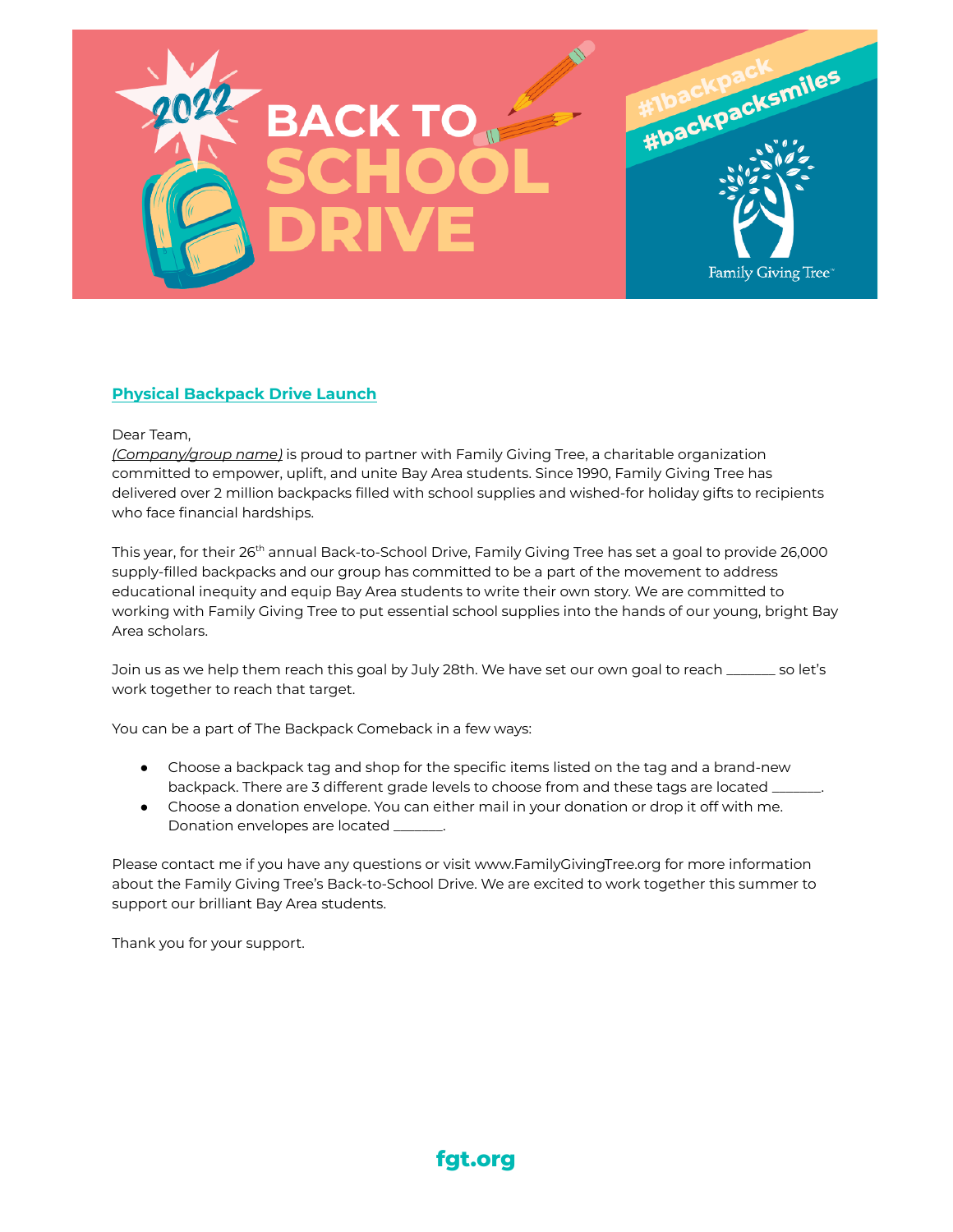## Physical Backpack Drive Launch

Dear Team,
*(Company/group name)* is proud to partner with Family Giving Tree, a charitable organization committed to empower, uplift, and unite Bay Area students. Since 1990, Family Giving Tree has delivered over 2 million backpacks filled with school supplies and wished-for holiday gifts to recipients who face financial hardships.

This year, for their 26th annual Back-to-School Drive, Family Giving Tree has set a goal to provide 26,000 supply-filled backpacks and our group has committed to be a part of the movement to address educational inequity and equip Bay Area students to write their own story. We are committed to working with Family Giving Tree to put essential school supplies into the hands of our young, bright Bay Area scholars.

Join us as we help them reach this goal by July 28th. We have set our own goal to reach _______ so let's work together to reach that target.

You can be a part of The Backpack Comeback in a few ways:

- Choose a backpack tag and shop for the specific items listed on the tag and a brand-new backpack. There are 3 different grade levels to choose from and these tags are located _______.
- Choose a donation envelope. You can either mail in your donation or drop it off with me. Donation envelopes are located _______.

Please contact me if you have any questions or visit www.FamilyGivingTree.org for more information about the Family Giving Tree's Back-to-School Drive. We are excited to work together this summer to support our brilliant Bay Area students.

Thank you for your support.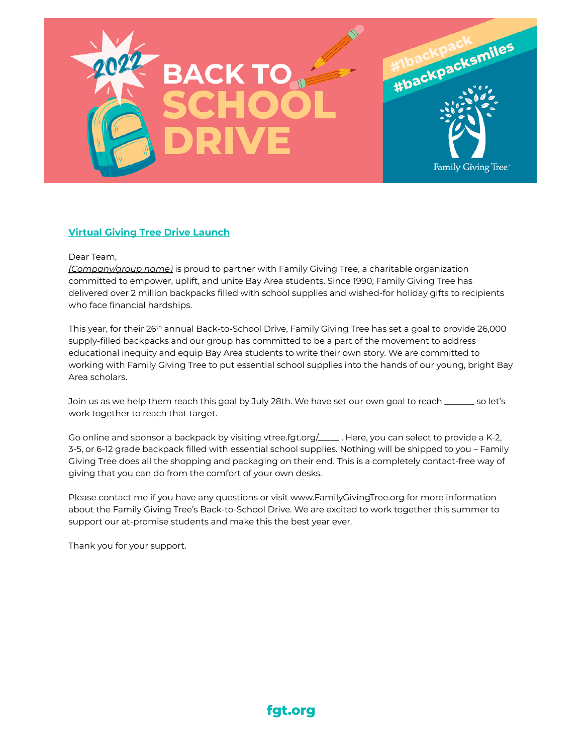## Virtual Giving Tree Drive Launch

Dear Team,

*(Company/group name)* is proud to partner with Family Giving Tree, a charitable organization committed to empower, uplift, and unite Bay Area students. Since 1990, Family Giving Tree has delivered over 2 million backpacks filled with school supplies and wished-for holiday gifts to recipients who face financial hardships.

This year, for their 26th annual Back-to-School Drive, Family Giving Tree has set a goal to provide 26,000 supply-filled backpacks and our group has committed to be a part of the movement to address educational inequity and equip Bay Area students to write their own story. We are committed to working with Family Giving Tree to put essential school supplies into the hands of our young, bright Bay Area scholars.

Join us as we help them reach this goal by July 28th. We have set our own goal to reach _______ so let's work together to reach that target.

Go online and sponsor a backpack by visiting vtree.fgt.org/_____ . Here, you can select to provide a K-2, 3-5, or 6-12 grade backpack filled with essential school supplies. Nothing will be shipped to you – Family Giving Tree does all the shopping and packaging on their end. This is a completely contact-free way of giving that you can do from the comfort of your own desks.

Please contact me if you have any questions or visit www.FamilyGivingTree.org for more information about the Family Giving Tree's Back-to-School Drive. We are excited to work together this summer to support our at-promise students and make this the best year ever.

Thank you for your support.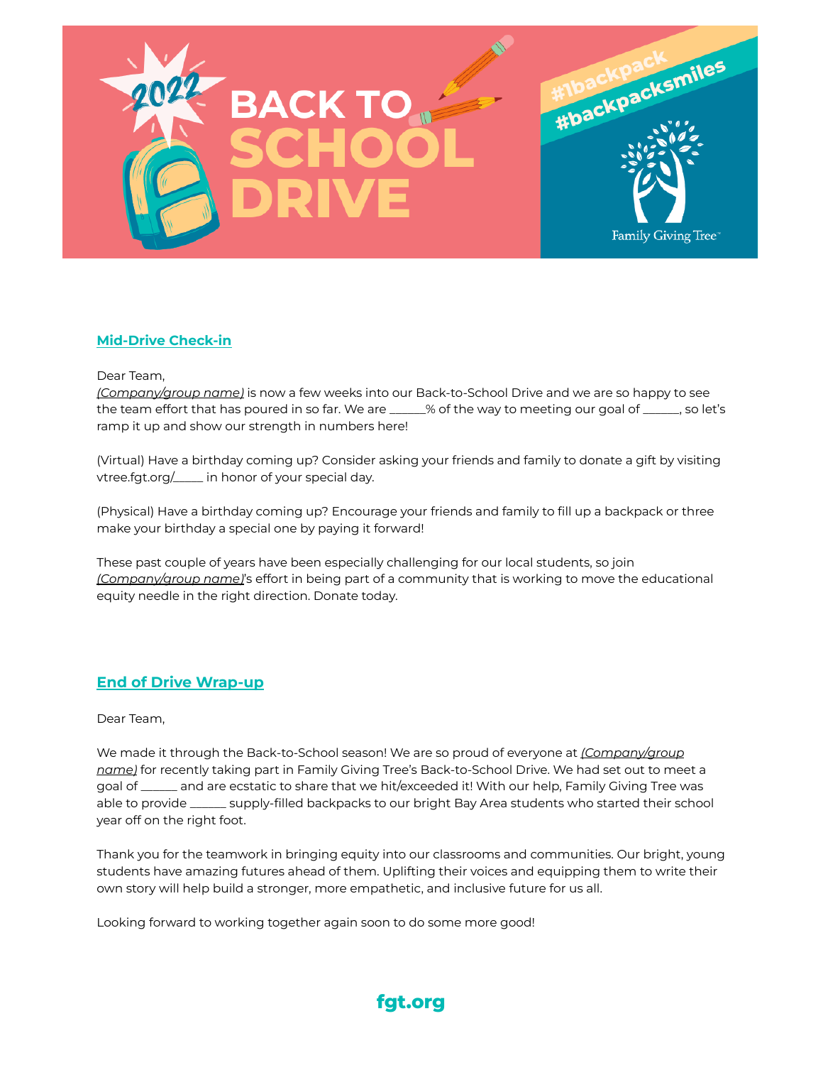## Mid-Drive Check-in

Dear Team,
*(Company/group name)* is now a few weeks into our Back-to-School Drive and we are so happy to see the team effort that has poured in so far. We are ______% of the way to meeting our goal of ______, so let's ramp it up and show our strength in numbers here!

(Virtual) Have a birthday coming up? Consider asking your friends and family to donate a gift by visiting vtree.fgt.org/_____ in honor of your special day.

(Physical) Have a birthday coming up? Encourage your friends and family to fill up a backpack or three make your birthday a special one by paying it forward!

These past couple of years have been especially challenging for our local students, so join *(Company/group name)*'s effort in being part of a community that is working to move the educational equity needle in the right direction. Donate today.

## End of Drive Wrap-up

Dear Team,

We made it through the Back-to-School season! We are so proud of everyone at *(Company/group name)* for recently taking part in Family Giving Tree's Back-to-School Drive. We had set out to meet a goal of ______ and are ecstatic to share that we hit/exceeded it! With our help, Family Giving Tree was able to provide ______ supply-filled backpacks to our bright Bay Area students who started their school year off on the right foot.

Thank you for the teamwork in bringing equity into our classrooms and communities. Our bright, young students have amazing futures ahead of them. Uplifting their voices and equipping them to write their own story will help build a stronger, more empathetic, and inclusive future for us all.

Looking forward to working together again soon to do some more good!

**fgt.org**